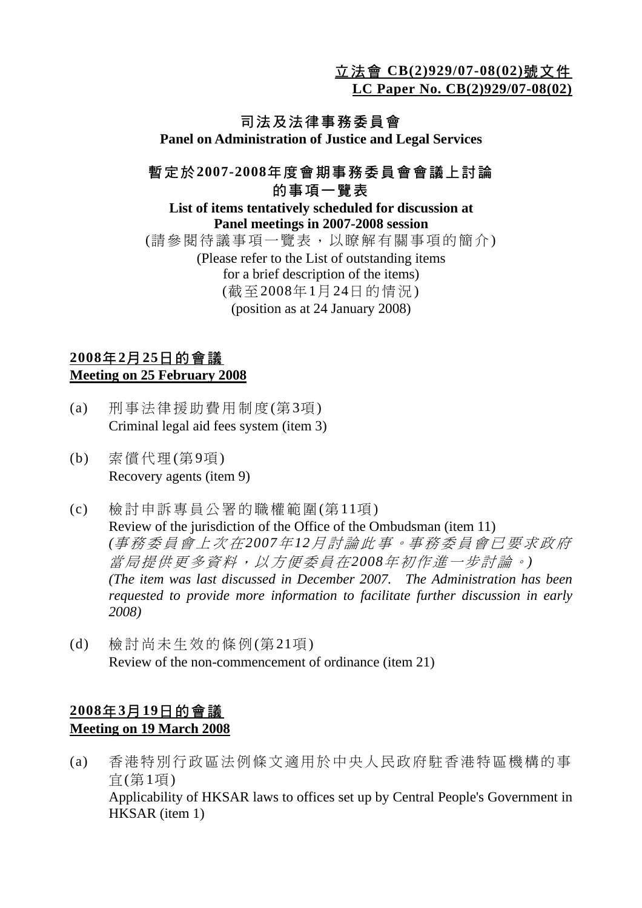**立法會 CB(2)929/07-08(02)號文件**
**LC Paper No. CB(2)929/07-08(02)**

# 司法及法律事務委員會
# Panel on Administration of Justice and Legal Services

## 暫定於2007-2008年度會期事務委員會會議上討論的事項一覽表
## List of items tentatively scheduled for discussion at Panel meetings in 2007-2008 session

(請參閱待議事項一覽表，以瞭解有關事項的簡介)
(Please refer to the List of outstanding items for a brief description of the items)
(截至2008年1月24日的情況)
(position as at 24 January 2008)

### 2008年2月25日的會議
### Meeting on 25 February 2008

(a) 刑事法律援助費用制度(第3項)
Criminal legal aid fees system (item 3)

(b) 索償代理(第9項)
Recovery agents (item 9)

(c) 檢討申訴專員公署的職權範圍(第11項)
Review of the jurisdiction of the Office of the Ombudsman (item 11)
*(事務委員會上次在2007年12月討論此事。事務委員會已要求政府當局提供更多資料，以方便委員在2008年初作進一步討論。)*
*(The item was last discussed in December 2007. The Administration has been requested to provide more information to facilitate further discussion in early 2008)*

(d) 檢討尚未生效的條例(第21項)
Review of the non-commencement of ordinance (item 21)

### 2008年3月19日的會議
### Meeting on 19 March 2008

(a) 香港特別行政區法例條文適用於中央人民政府駐香港特區機構的事宜(第1項)
Applicability of HKSAR laws to offices set up by Central People's Government in HKSAR (item 1)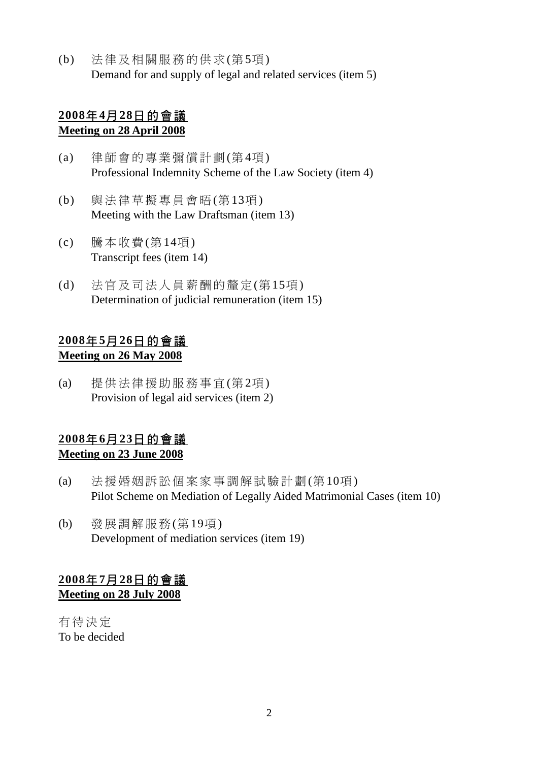(b) 法律及相關服務的供求(第5項)
Demand for and supply of legal and related services (item 5)

**2008年4月28日的會議**
**Meeting on 28 April 2008**

(a) 律師會的專業彌償計劃(第4項)
Professional Indemnity Scheme of the Law Society (item 4)

(b) 與法律草擬專員會晤(第13項)
Meeting with the Law Draftsman (item 13)

(c) 謄本收費(第14項)
Transcript fees (item 14)

(d) 法官及司法人員薪酬的釐定(第15項)
Determination of judicial remuneration (item 15)

**2008年5月26日的會議**
**Meeting on 26 May 2008**

(a) 提供法律援助服務事宜(第2項)
Provision of legal aid services (item 2)

**2008年6月23日的會議**
**Meeting on 23 June 2008**

(a) 法援婚姻訴訟個案家事調解試驗計劃(第10項)
Pilot Scheme on Mediation of Legally Aided Matrimonial Cases (item 10)

(b) 發展調解服務(第19項)
Development of mediation services (item 19)

**2008年7月28日的會議**
**Meeting on 28 July 2008**

有待決定
To be decided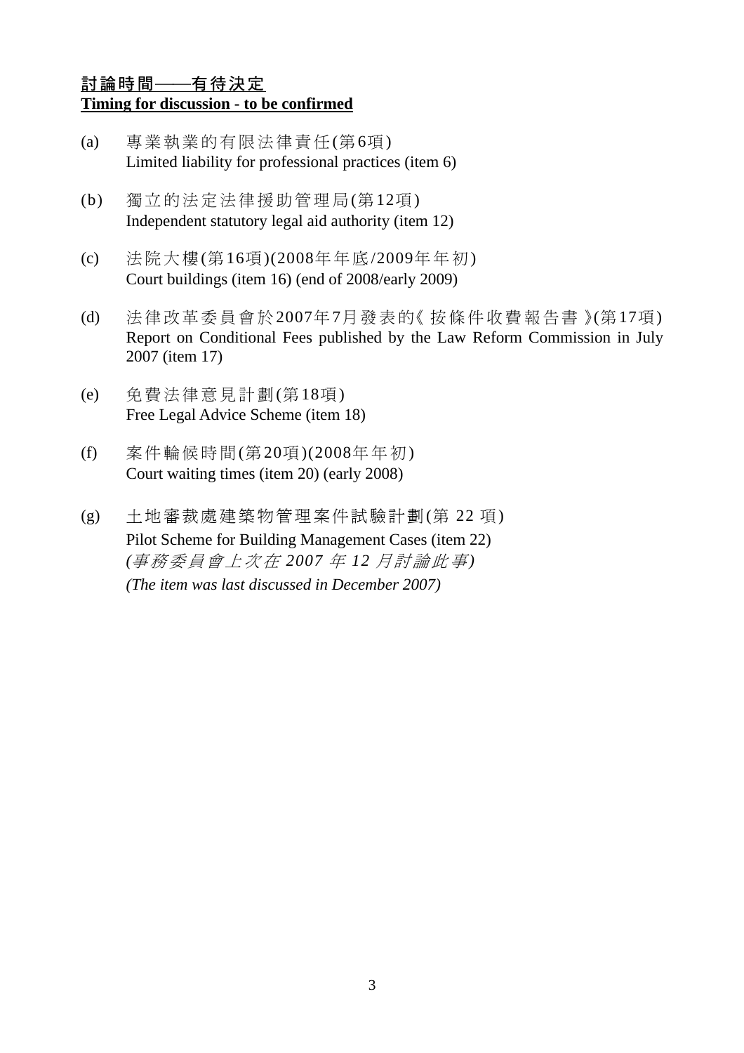**<u>討論時間——有待決定</u>**
**<u>Timing for discussion - to be confirmed</u>**

(a) 專業執業的有限法律責任(第6項)
Limited liability for professional practices (item 6)

(b) 獨立的法定法律援助管理局(第12項)
Independent statutory legal aid authority (item 12)

(c) 法院大樓(第16項)(2008年年底/2009年年初)
Court buildings (item 16) (end of 2008/early 2009)

(d) 法律改革委員會於2007年7月發表的《按條件收費報告書》(第17項)
Report on Conditional Fees published by the Law Reform Commission in July 2007 (item 17)

(e) 免費法律意見計劃(第18項)
Free Legal Advice Scheme (item 18)

(f) 案件輪候時間(第20項)(2008年年初)
Court waiting times (item 20) (early 2008)

(g) 土地審裁處建築物管理案件試驗計劃(第 22 項)
Pilot Scheme for Building Management Cases (item 22)
*(事務委員會上次在 2007 年 12 月討論此事)*
*(The item was last discussed in December 2007)*